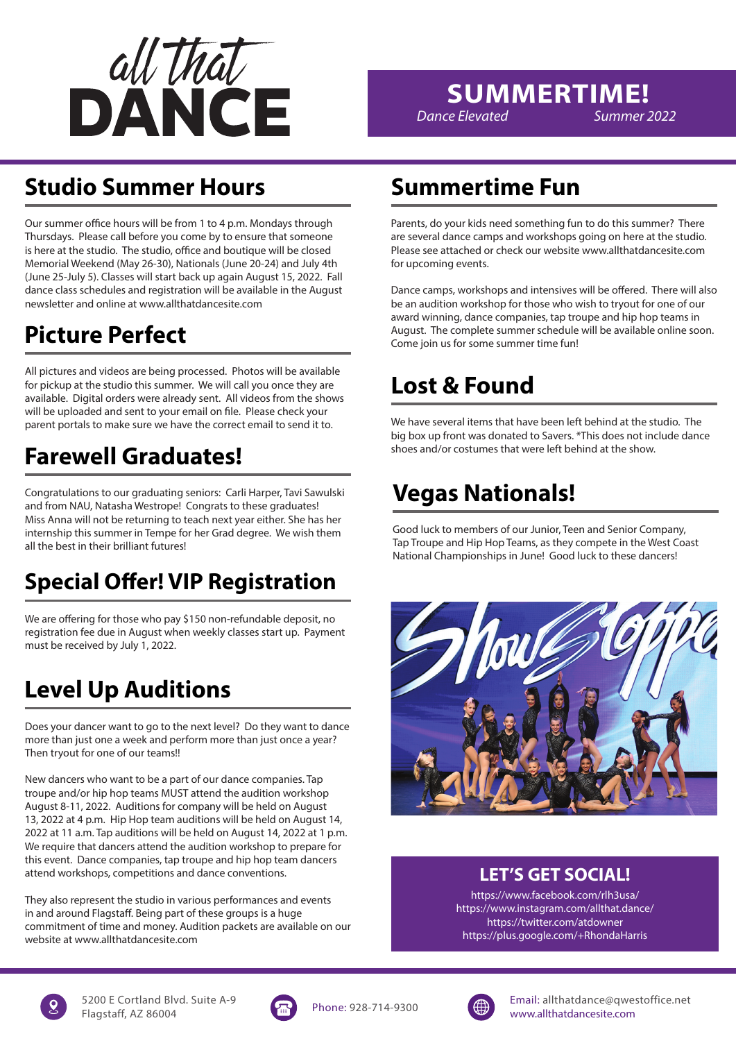# all that DANCE

## SUMMERTIME!

*Dance Elevated* *Summer 2022*

## Studio Summer Hours

Our summer office hours will be from 1 to 4 p.m. Mondays through Thursdays. Please call before you come by to ensure that someone is here at the studio. The studio, office and boutique will be closed Memorial Weekend (May 26-30), Nationals (June 20-24) and July 4th (June 25-July 5). Classes will start back up again August 15, 2022. Fall dance class schedules and registration will be available in the August newsletter and online at www.allthatdancesite.com

## Picture Perfect

All pictures and videos are being processed. Photos will be available for pickup at the studio this summer. We will call you once they are available. Digital orders were already sent. All videos from the shows will be uploaded and sent to your email on file. Please check your parent portals to make sure we have the correct email to send it to.

## Farewell Graduates!

Congratulations to our graduating seniors: Carli Harper, Tavi Sawulski and from NAU, Natasha Westrope! Congrats to these graduates! Miss Anna will not be returning to teach next year either. She has her internship this summer in Tempe for her Grad degree. We wish them all the best in their brilliant futures!

## Special Offer! VIP Registration

We are offering for those who pay $150 non-refundable deposit, no registration fee due in August when weekly classes start up. Payment must be received by July 1, 2022.

## Level Up Auditions

Does your dancer want to go to the next level? Do they want to dance more than just one a week and perform more than just once a year? Then tryout for one of our teams!!

New dancers who want to be a part of our dance companies. Tap troupe and/or hip hop teams MUST attend the audition workshop August 8-11, 2022. Auditions for company will be held on August 13, 2022 at 4 p.m. Hip Hop team auditions will be held on August 14, 2022 at 11 a.m. Tap auditions will be held on August 14, 2022 at 1 p.m. We require that dancers attend the audition workshop to prepare for this event. Dance companies, tap troupe and hip hop team dancers attend workshops, competitions and dance conventions.

They also represent the studio in various performances and events in and around Flagstaff. Being part of these groups is a huge commitment of time and money. Audition packets are available on our website at www.allthatdancesite.com

## Summertime Fun

Parents, do your kids need something fun to do this summer? There are several dance camps and workshops going on here at the studio. Please see attached or check our website www.allthatdancesite.com for upcoming events.

Dance camps, workshops and intensives will be offered. There will also be an audition workshop for those who wish to tryout for one of our award winning, dance companies, tap troupe and hip hop teams in August. The complete summer schedule will be available online soon. Come join us for some summer time fun!

## Lost & Found

We have several items that have been left behind at the studio. The big box up front was donated to Savers. *This does not include dance shoes and/or costumes that were left behind at the show.

## Vegas Nationals!

Good luck to members of our Junior, Teen and Senior Company, Tap Troupe and Hip Hop Teams, as they compete in the West Coast National Championships in June! Good luck to these dancers!

## LET'S GET SOCIAL!

https://www.facebook.com/rlh3usa/
https://www.instagram.com/allthat.dance/
https://twitter.com/atdowner
https://plus.google.com/+RhondaHarris

5200 E Cortland Blvd. Suite A-9
Flagstaff, AZ 86004

Phone: 928-714-9300

Email: allthatdance@qwestoffice.net
www.allthatdancesite.com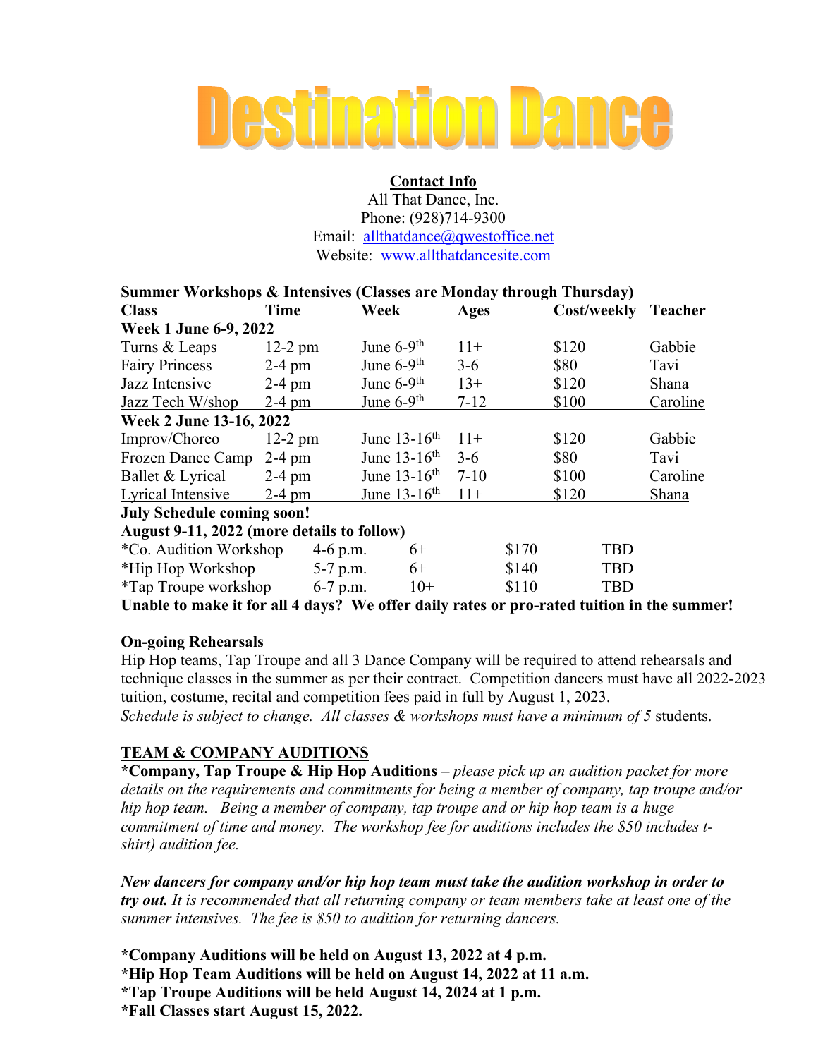# Destination Dance

**Contact Info**
All That Dance, Inc.
Phone: (928)714-9300
Email: allthatdance@qwestoffice.net
Website: www.allthatdancesite.com

**Summer Workshops & Intensives (Classes are Monday through Thursday)**

| Class | Time | Week | Ages | Cost/weekly | Teacher |
|---|---|---|---|---|---|
| **Week 1 June 6-9, 2022** | | | | | |
| Turns & Leaps | 12-2 pm | June 6-9th | 11+ | $120 | Gabbie |
| Fairy Princess | 2-4 pm | June 6-9th | 3-6 | $80 | Tavi |
| Jazz Intensive | 2-4 pm | June 6-9th | 13+ | $120 | Shana |
| Jazz Tech W/shop | 2-4 pm | June 6-9th | 7-12 | $100 | Caroline |
| **Week 2 June 13-16, 2022** | | | | | |
| Improv/Choreo | 12-2 pm | June 13-16th | 11+ | $120 | Gabbie |
| Frozen Dance Camp | 2-4 pm | June 13-16th | 3-6 | $80 | Tavi |
| Ballet & Lyrical | 2-4 pm | June 13-16th | 7-10 | $100 | Caroline |
| Lyrical Intensive | 2-4 pm | June 13-16th | 11+ | $120 | Shana |

**July Schedule coming soon!**

**August 9-11, 2022 (more details to follow)**

| Class | Time | Ages | Cost | Teacher |
|---|---|---|---|---|
| *Co. Audition Workshop | 4-6 p.m. | 6+ | $170 | TBD |
| *Hip Hop Workshop | 5-7 p.m. | 6+ | $140 | TBD |
| *Tap Troupe workshop | 6-7 p.m. | 10+ | $110 | TBD |

**Unable to make it for all 4 days? We offer daily rates or pro-rated tuition in the summer!**

**On-going Rehearsals**

Hip Hop teams, Tap Troupe and all 3 Dance Company will be required to attend rehearsals and technique classes in the summer as per their contract. Competition dancers must have all 2022-2023 tuition, costume, recital and competition fees paid in full by August 1, 2023.
*Schedule is subject to change. All classes & workshops must have a minimum of 5* students.

**TEAM & COMPANY AUDITIONS**

**\*Company, Tap Troupe & Hip Hop Auditions –** *please pick up an audition packet for more details on the requirements and commitments for being a member of company, tap troupe and/or hip hop team. Being a member of company, tap troupe and or hip hop team is a huge commitment of time and money. The workshop fee for auditions includes the $50 includes t-shirt) audition fee.*

***New dancers for company and/or hip hop team must take the audition workshop in order to try out.*** *It is recommended that all returning company or team members take at least one of the summer intensives. The fee is $50 to audition for returning dancers.*

**\*Company Auditions will be held on August 13, 2022 at 4 p.m.**
**\*Hip Hop Team Auditions will be held on August 14, 2022 at 11 a.m.**
**\*Tap Troupe Auditions will be held August 14, 2024 at 1 p.m.**
**\*Fall Classes start August 15, 2022.**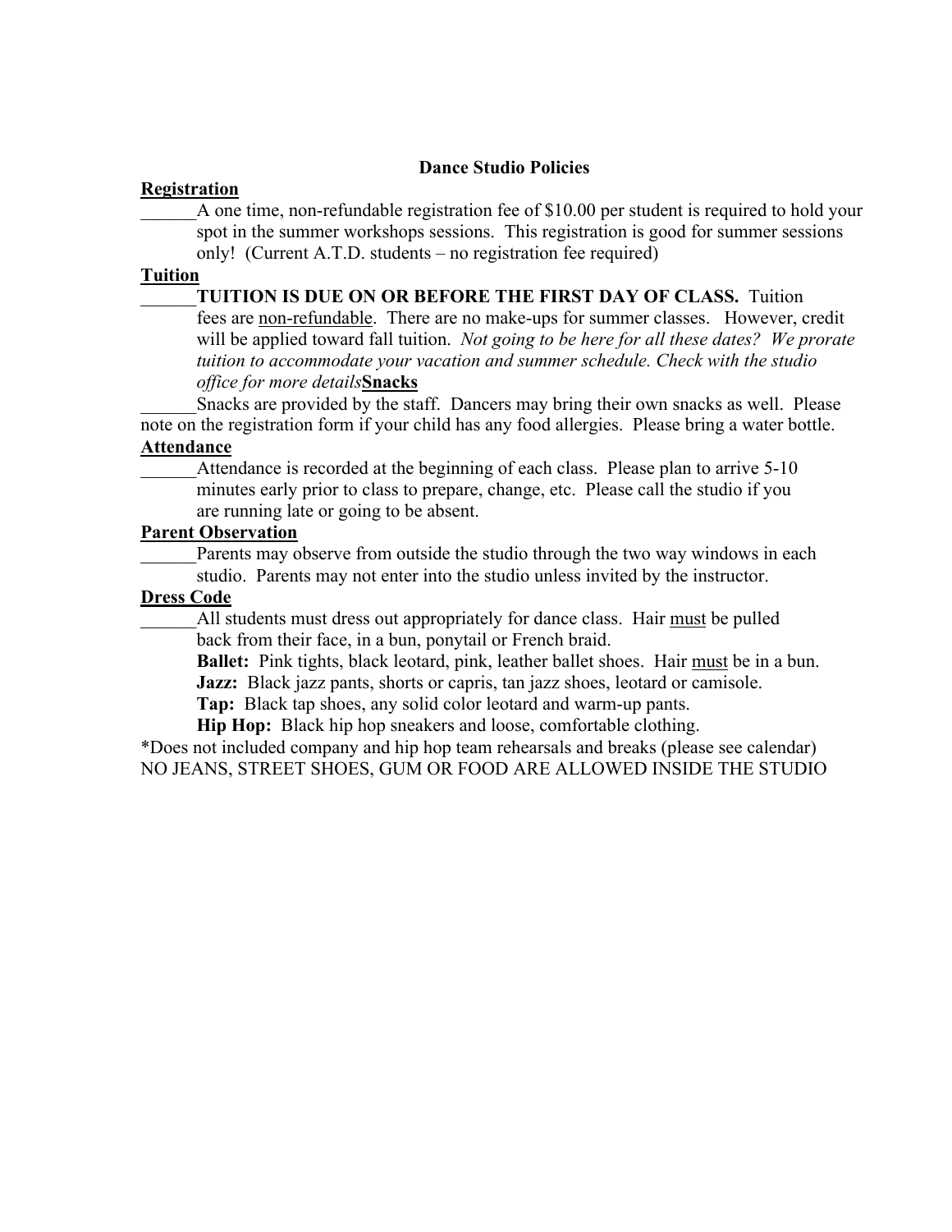**Dance Studio Policies**

**Registration**

______A one time, non-refundable registration fee of $10.00 per student is required to hold your spot in the summer workshops sessions. This registration is good for summer sessions only! (Current A.T.D. students – no registration fee required)

**Tuition**

______**TUITION IS DUE ON OR BEFORE THE FIRST DAY OF CLASS.** Tuition fees are non-refundable. There are no make-ups for summer classes. However, credit will be applied toward fall tuition. *Not going to be here for all these dates? We prorate tuition to accommodate your vacation and summer schedule. Check with the studio office for more details*

**Snacks**

______Snacks are provided by the staff. Dancers may bring their own snacks as well. Please note on the registration form if your child has any food allergies. Please bring a water bottle.

**Attendance**

______Attendance is recorded at the beginning of each class. Please plan to arrive 5-10 minutes early prior to class to prepare, change, etc. Please call the studio if you are running late or going to be absent.

**Parent Observation**

______Parents may observe from outside the studio through the two way windows in each studio. Parents may not enter into the studio unless invited by the instructor.

**Dress Code**

______All students must dress out appropriately for dance class. Hair must be pulled back from their face, in a bun, ponytail or French braid.

**Ballet:** Pink tights, black leotard, pink, leather ballet shoes. Hair must be in a bun.

**Jazz:** Black jazz pants, shorts or capris, tan jazz shoes, leotard or camisole.

**Tap:** Black tap shoes, any solid color leotard and warm-up pants.

**Hip Hop:** Black hip hop sneakers and loose, comfortable clothing.

*Does not included company and hip hop team rehearsals and breaks (please see calendar)

NO JEANS, STREET SHOES, GUM OR FOOD ARE ALLOWED INSIDE THE STUDIO